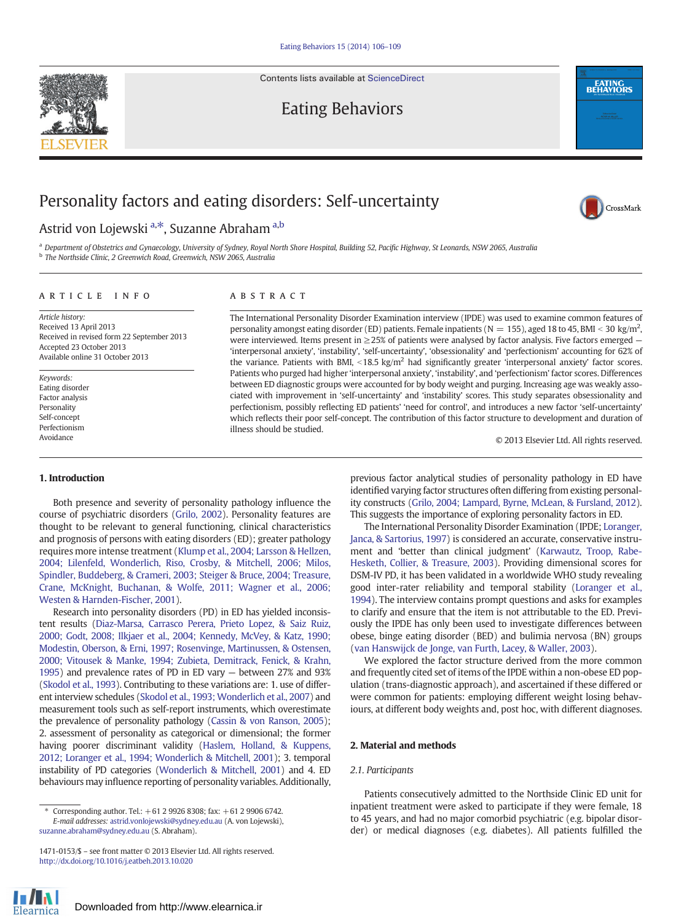# Personality factors and eating disorders: Self-uncertainty

Astrid von Lojewski [a,*], Suzanne Abraham [a,b]

[a] Department of Obstetrics and Gynaecology, University of Sydney, Royal North Shore Hospital, Building 52, Pacific Highway, St Leonards, NSW 2065, Australia
[b] The Northside Clinic, 2 Greenwich Road, Greenwich, NSW 2065, Australia

## ARTICLE INFO

*Article history:*
Received 13 April 2013
Received in revised form 22 September 2013
Accepted 23 October 2013
Available online 31 October 2013

*Keywords:*
Eating disorder
Factor analysis
Personality
Self-concept
Perfectionism
Avoidance

## ABSTRACT

The International Personality Disorder Examination interview (IPDE) was used to examine common features of personality amongst eating disorder (ED) patients. Female inpatients (N = 155), aged 18 to 45, BMI < 30 kg/m$^2$, were interviewed. Items present in ≥25% of patients were analysed by factor analysis. Five factors emerged — 'interpersonal anxiety', 'instability', 'self-uncertainty', 'obsessionality' and 'perfectionism' accounting for 62% of the variance. Patients with BMI, <18.5 kg/m$^2$ had significantly greater 'interpersonal anxiety' factor scores. Patients who purged had higher 'interpersonal anxiety', 'instability', and 'perfectionism' factor scores. Differences between ED diagnostic groups were accounted for by body weight and purging. Increasing age was weakly associated with improvement in 'self-uncertainty' and 'instability' scores. This study separates obsessionality and perfectionism, possibly reflecting ED patients' 'need for control', and introduces a new factor 'self-uncertainty' which reflects their poor self-concept. The contribution of this factor structure to development and duration of illness should be studied.

© 2013 Elsevier Ltd. All rights reserved.

## 1. Introduction

Both presence and severity of personality pathology influence the course of psychiatric disorders (Grilo, 2002). Personality features are thought to be relevant to general functioning, clinical characteristics and prognosis of persons with eating disorders (ED); greater pathology requires more intense treatment (Klump et al., 2004; Larsson & Hellzen, 2004; Lilenfeld, Wonderlich, Riso, Crosby, & Mitchell, 2006; Milos, Spindler, Buddeberg, & Crameri, 2003; Steiger & Bruce, 2004; Treasure, Crane, McKnight, Buchanan, & Wolfe, 2011; Wagner et al., 2006; Westen & Harnden-Fischer, 2001).

Research into personality disorders (PD) in ED has yielded inconsistent results (Diaz-Marsa, Carrasco Perera, Prieto Lopez, & Saiz Ruiz, 2000; Godt, 2008; Ilkjaer et al., 2004; Kennedy, McVey, & Katz, 1990; Modestin, Oberson, & Erni, 1997; Rosenvinge, Martinussen, & Ostensen, 2000; Vitousek & Manke, 1994; Zubieta, Demitrack, Fenick, & Krahn, 1995) and prevalence rates of PD in ED vary — between 27% and 93% (Skodol et al., 1993). Contributing to these variations are: 1. use of different interview schedules (Skodol et al., 1993; Wonderlich et al., 2007) and measurement tools such as self-report instruments, which overestimate the prevalence of personality pathology (Cassin & von Ranson, 2005); 2. assessment of personality as categorical or dimensional; the former having poorer discriminant validity (Haslem, Holland, & Kuppens, 2012; Loranger et al., 1994; Wonderlich & Mitchell, 2001); 3. temporal instability of PD categories (Wonderlich & Mitchell, 2001) and 4. ED behaviours may influence reporting of personality variables. Additionally, previous factor analytical studies of personality pathology in ED have identified varying factor structures often differing from existing personality constructs (Grilo, 2004; Lampard, Byrne, McLean, & Fursland, 2012). This suggests the importance of exploring personality factors in ED.

The International Personality Disorder Examination (IPDE; Loranger, Janca, & Sartorius, 1997) is considered an accurate, conservative instrument and 'better than clinical judgment' (Karwautz, Troop, Rabe-Hesketh, Collier, & Treasure, 2003). Providing dimensional scores for DSM-IV PD, it has been validated in a worldwide WHO study revealing good inter-rater reliability and temporal stability (Loranger et al., 1994). The interview contains prompt questions and asks for examples to clarify and ensure that the item is not attributable to the ED. Previously the IPDE has only been used to investigate differences between obese, binge eating disorder (BED) and bulimia nervosa (BN) groups (van Hanswijck de Jonge, van Furth, Lacey, & Waller, 2003).

We explored the factor structure derived from the more common and frequently cited set of items of the IPDE within a non-obese ED population (trans-diagnostic approach), and ascertained if these differed or were common for patients: employing different weight losing behaviours, at different body weights and, post hoc, with different diagnoses.

## 2. Material and methods

### 2.1. Participants

Patients consecutively admitted to the Northside Clinic ED unit for inpatient treatment were asked to participate if they were female, 18 to 45 years, and had no major comorbid psychiatric (e.g. bipolar disorder) or medical diagnoses (e.g. diabetes). All patients fulfilled the

---

\* Corresponding author. Tel.: +61 2 9926 8308; fax: +61 2 9906 6742.
*E-mail addresses:* astrid.vonlojewski@sydney.edu.au (A. von Lojewski), suzanne.abraham@sydney.edu.au (S. Abraham).

1471-0153/$ – see front matter © 2013 Elsevier Ltd. All rights reserved.
http://dx.doi.org/10.1016/j.eatbeh.2013.10.020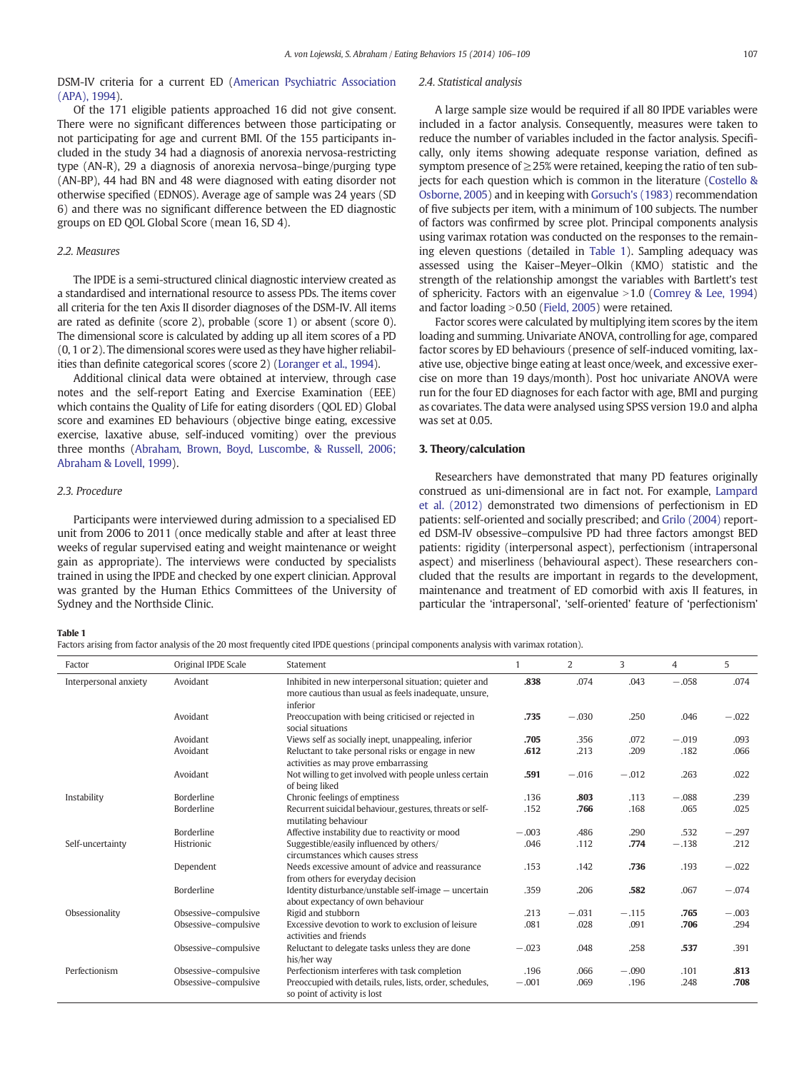DSM-IV criteria for a current ED (American Psychiatric Association (APA), 1994).

Of the 171 eligible patients approached 16 did not give consent. There were no significant differences between those participating or not participating for age and current BMI. Of the 155 participants included in the study 34 had a diagnosis of anorexia nervosa-restricting type (AN-R), 29 a diagnosis of anorexia nervosa–binge/purging type (AN-BP), 44 had BN and 48 were diagnosed with eating disorder not otherwise specified (EDNOS). Average age of sample was 24 years (SD 6) and there was no significant difference between the ED diagnostic groups on ED QOL Global Score (mean 16, SD 4).

### 2.2. Measures

The IPDE is a semi-structured clinical diagnostic interview created as a standardised and international resource to assess PDs. The items cover all criteria for the ten Axis II disorder diagnoses of the DSM-IV. All items are rated as definite (score 2), probable (score 1) or absent (score 0). The dimensional score is calculated by adding up all item scores of a PD (0, 1 or 2). The dimensional scores were used as they have higher reliabilities than definite categorical scores (score 2) (Loranger et al., 1994).

Additional clinical data were obtained at interview, through case notes and the self-report Eating and Exercise Examination (EEE) which contains the Quality of Life for eating disorders (QOL ED) Global score and examines ED behaviours (objective binge eating, excessive exercise, laxative abuse, self-induced vomiting) over the previous three months (Abraham, Brown, Boyd, Luscombe, & Russell, 2006; Abraham & Lovell, 1999).

### 2.3. Procedure

Participants were interviewed during admission to a specialised ED unit from 2006 to 2011 (once medically stable and after at least three weeks of regular supervised eating and weight maintenance or weight gain as appropriate). The interviews were conducted by specialists trained in using the IPDE and checked by one expert clinician. Approval was granted by the Human Ethics Committees of the University of Sydney and the Northside Clinic.

### 2.4. Statistical analysis

A large sample size would be required if all 80 IPDE variables were included in a factor analysis. Consequently, measures were taken to reduce the number of variables included in the factor analysis. Specifically, only items showing adequate response variation, defined as symptom presence of ≥25% were retained, keeping the ratio of ten subjects for each question which is common in the literature (Costello & Osborne, 2005) and in keeping with Gorsuch's (1983) recommendation of five subjects per item, with a minimum of 100 subjects. The number of factors was confirmed by scree plot. Principal components analysis using varimax rotation was conducted on the responses to the remaining eleven questions (detailed in Table 1). Sampling adequacy was assessed using the Kaiser–Meyer–Olkin (KMO) statistic and the strength of the relationship amongst the variables with Bartlett's test of sphericity. Factors with an eigenvalue >1.0 (Comrey & Lee, 1994) and factor loading >0.50 (Field, 2005) were retained.

Factor scores were calculated by multiplying item scores by the item loading and summing. Univariate ANOVA, controlling for age, compared factor scores by ED behaviours (presence of self-induced vomiting, laxative use, objective binge eating at least once/week, and excessive exercise on more than 19 days/month). Post hoc univariate ANOVA were run for the four ED diagnoses for each factor with age, BMI and purging as covariates. The data were analysed using SPSS version 19.0 and alpha was set at 0.05.

## 3. Theory/calculation

Researchers have demonstrated that many PD features originally construed as uni-dimensional are in fact not. For example, Lampard et al. (2012) demonstrated two dimensions of perfectionism in ED patients: self-oriented and socially prescribed; and Grilo (2004) reported DSM-IV obsessive–compulsive PD had three factors amongst BED patients: rigidity (interpersonal aspect), perfectionism (intrapersonal aspect) and miserliness (behavioural aspect). These researchers concluded that the results are important in regards to the development, maintenance and treatment of ED comorbid with axis II features, in particular the 'intrapersonal', 'self-oriented' feature of 'perfectionism'

**Table 1**
Factors arising from factor analysis of the 20 most frequently cited IPDE questions (principal components analysis with varimax rotation).

| Factor | Original IPDE Scale | Statement | 1 | 2 | 3 | 4 | 5 |
|---|---|---|---|---|---|---|---|
| Interpersonal anxiety | Avoidant | Inhibited in new interpersonal situation; quieter and more cautious than usual as feels inadequate, unsure, inferior | **.838** | .074 | .043 | −.058 | .074 |
| | Avoidant | Preoccupation with being criticised or rejected in social situations | **.735** | −.030 | .250 | .046 | −.022 |
| | Avoidant | Views self as socially inept, unappealing, inferior | **.705** | .356 | .072 | −.019 | .093 |
| | Avoidant | Reluctant to take personal risks or engage in new activities as may prove embarrassing | **.612** | .213 | .209 | .182 | .066 |
| | Avoidant | Not willing to get involved with people unless certain of being liked | **.591** | −.016 | −.012 | .263 | .022 |
| Instability | Borderline | Chronic feelings of emptiness | .136 | **.803** | .113 | −.088 | .239 |
| | Borderline | Recurrent suicidal behaviour, gestures, threats or self-mutilating behaviour | .152 | **.766** | .168 | .065 | .025 |
| | Borderline | Affective instability due to reactivity or mood | −.003 | .486 | .290 | .532 | −.297 |
| Self-uncertainty | Histrionic | Suggestible/easily influenced by others/circumstances which causes stress | .046 | .112 | **.774** | −.138 | .212 |
| | Dependent | Needs excessive amount of advice and reassurance from others for everyday decision | .153 | .142 | **.736** | .193 | −.022 |
| | Borderline | Identity disturbance/unstable self-image — uncertain about expectancy of own behaviour | .359 | .206 | **.582** | .067 | −.074 |
| Obsessionality | Obsessive–compulsive | Rigid and stubborn | .213 | −.031 | −.115 | **.765** | −.003 |
| | Obsessive–compulsive | Excessive devotion to work to exclusion of leisure activities and friends | .081 | .028 | .091 | **.706** | .294 |
| | Obsessive–compulsive | Reluctant to delegate tasks unless they are done his/her way | −.023 | .048 | .258 | **.537** | .391 |
| Perfectionism | Obsessive–compulsive | Perfectionism interferes with task completion | .196 | .066 | −.090 | .101 | **.813** |
| | Obsessive–compulsive | Preoccupied with details, rules, lists, order, schedules, so point of activity is lost | −.001 | .069 | .196 | .248 | **.708** |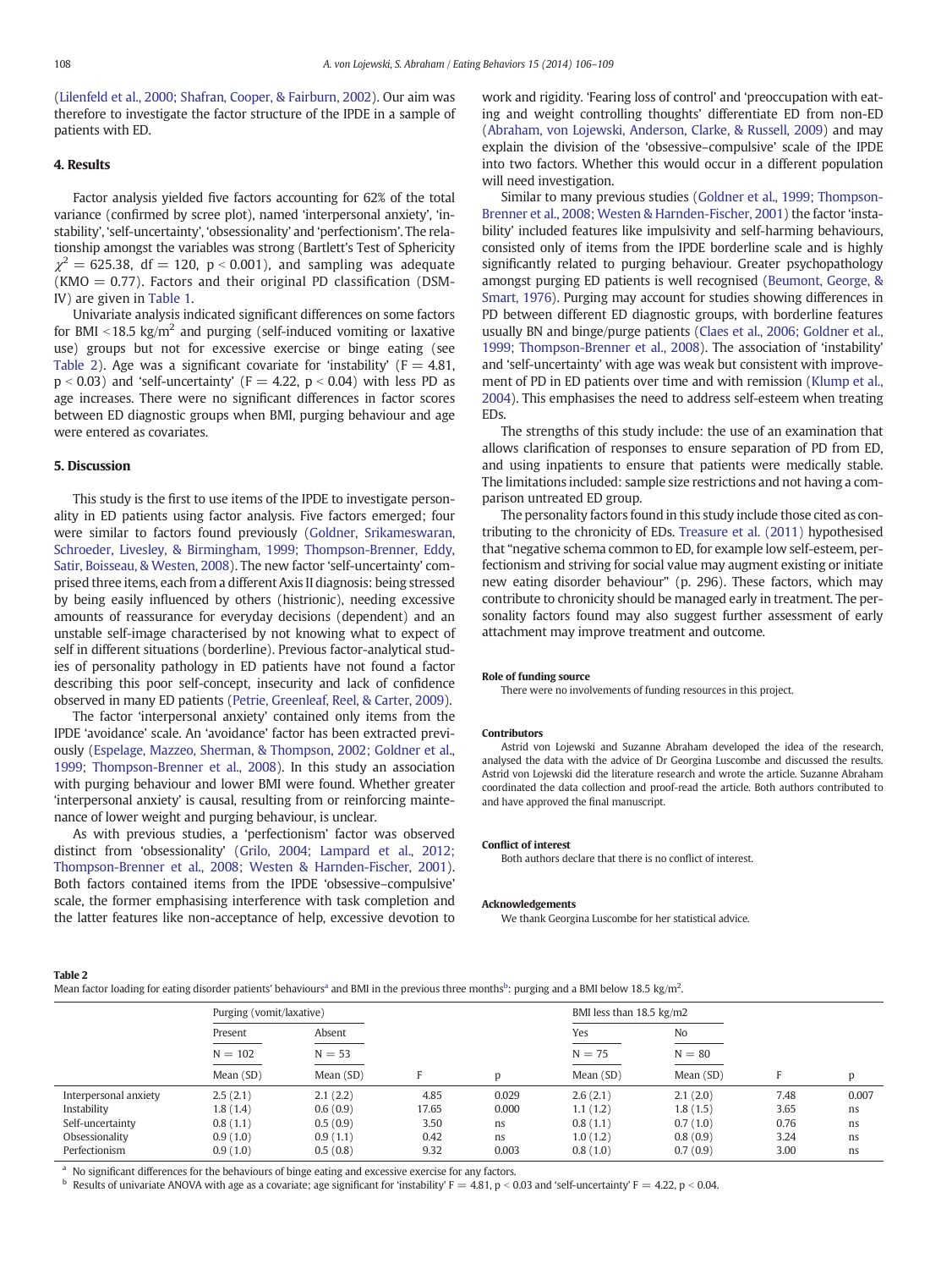(Lilenfeld et al., 2000; Shafran, Cooper, & Fairburn, 2002). Our aim was therefore to investigate the factor structure of the IPDE in a sample of patients with ED.

## 4. Results

Factor analysis yielded five factors accounting for 62% of the total variance (confirmed by scree plot), named 'interpersonal anxiety', 'instability', 'self-uncertainty', 'obsessionality' and 'perfectionism'. The relationship amongst the variables was strong (Bartlett's Test of Sphericity $\chi^2 = 625.38$, df = 120, $p < 0.001$), and sampling was adequate (KMO = 0.77). Factors and their original PD classification (DSM-IV) are given in Table 1.

Univariate analysis indicated significant differences on some factors for BMI <18.5 kg/m$^2$ and purging (self-induced vomiting or laxative use) groups but not for excessive exercise or binge eating (see Table 2). Age was a significant covariate for 'instability' (F = 4.81, $p < 0.03$) and 'self-uncertainty' (F = 4.22, $p < 0.04$) with less PD as age increases. There were no significant differences in factor scores between ED diagnostic groups when BMI, purging behaviour and age were entered as covariates.

## 5. Discussion

This study is the first to use items of the IPDE to investigate personality in ED patients using factor analysis. Five factors emerged; four were similar to factors found previously (Goldner, Srikameswaran, Schroeder, Livesley, & Birmingham, 1999; Thompson-Brenner, Eddy, Satir, Boisseau, & Westen, 2008). The new factor 'self-uncertainty' comprised three items, each from a different Axis II diagnosis: being stressed by being easily influenced by others (histrionic), needing excessive amounts of reassurance for everyday decisions (dependent) and an unstable self-image characterised by not knowing what to expect of self in different situations (borderline). Previous factor-analytical studies of personality pathology in ED patients have not found a factor describing this poor self-concept, insecurity and lack of confidence observed in many ED patients (Petrie, Greenleaf, Reel, & Carter, 2009).

The factor 'interpersonal anxiety' contained only items from the IPDE 'avoidance' scale. An 'avoidance' factor has been extracted previously (Espelage, Mazzeo, Sherman, & Thompson, 2002; Goldner et al., 1999; Thompson-Brenner et al., 2008). In this study an association with purging behaviour and lower BMI were found. Whether greater 'interpersonal anxiety' is causal, resulting from or reinforcing maintenance of lower weight and purging behaviour, is unclear.

As with previous studies, a 'perfectionism' factor was observed distinct from 'obsessionality' (Grilo, 2004; Lampard et al., 2012; Thompson-Brenner et al., 2008; Westen & Harnden-Fischer, 2001). Both factors contained items from the IPDE 'obsessive–compulsive' scale, the former emphasising interference with task completion and the latter features like non-acceptance of help, excessive devotion to work and rigidity. 'Fearing loss of control' and 'preoccupation with eating and weight controlling thoughts' differentiate ED from non-ED (Abraham, von Lojewski, Anderson, Clarke, & Russell, 2009) and may explain the division of the 'obsessive–compulsive' scale of the IPDE into two factors. Whether this would occur in a different population will need investigation.

Similar to many previous studies (Goldner et al., 1999; Thompson-Brenner et al., 2008; Westen & Harnden-Fischer, 2001) the factor 'instability' included features like impulsivity and self-harming behaviours, consisted only of items from the IPDE borderline scale and is highly significantly related to purging behaviour. Greater psychopathology amongst purging ED patients is well recognised (Beumont, George, & Smart, 1976). Purging may account for studies showing differences in PD between different ED diagnostic groups, with borderline features usually BN and binge/purge patients (Claes et al., 2006; Goldner et al., 1999; Thompson-Brenner et al., 2008). The association of 'instability' and 'self-uncertainty' with age was weak but consistent with improvement of PD in ED patients over time and with remission (Klump et al., 2004). This emphasises the need to address self-esteem when treating EDs.

The strengths of this study include: the use of an examination that allows clarification of responses to ensure separation of PD from ED, and using inpatients to ensure that patients were medically stable. The limitations included: sample size restrictions and not having a comparison untreated ED group.

The personality factors found in this study include those cited as contributing to the chronicity of EDs. Treasure et al. (2011) hypothesised that "negative schema common to ED, for example low self-esteem, perfectionism and striving for social value may augment existing or initiate new eating disorder behaviour" (p. 296). These factors, which may contribute to chronicity should be managed early in treatment. The personality factors found may also suggest further assessment of early attachment may improve treatment and outcome.

#### Role of funding source

There were no involvements of funding resources in this project.

#### Contributors

Astrid von Lojewski and Suzanne Abraham developed the idea of the research, analysed the data with the advice of Dr Georgina Luscombe and discussed the results. Astrid von Lojewski did the literature research and wrote the article. Suzanne Abraham coordinated the data collection and proof-read the article. Both authors contributed to and have approved the final manuscript.

#### Conflict of interest

Both authors declare that there is no conflict of interest.

#### Acknowledgements

We thank Georgina Luscombe for her statistical advice.

**Table 2**
Mean factor loading for eating disorder patients' behaviours[a] and BMI in the previous three months[b]: purging and a BMI below 18.5 kg/m$^2$.

| | Purging (vomit/laxative) | | | | BMI less than 18.5 kg/m2 | | | |
|---|---|---|---|---|---|---|---|---|
| | Present | Absent | | | Yes | No | | |
| | N = 102 | N = 53 | | | N = 75 | N = 80 | | |
| | Mean (SD) | Mean (SD) | F | p | Mean (SD) | Mean (SD) | F | p |
| Interpersonal anxiety | 2.5 (2.1) | 2.1 (2.2) | 4.85 | 0.029 | 2.6 (2.1) | 2.1 (2.0) | 7.48 | 0.007 |
| Instability | 1.8 (1.4) | 0.6 (0.9) | 17.65 | 0.000 | 1.1 (1.2) | 1.8 (1.5) | 3.65 | ns |
| Self-uncertainty | 0.8 (1.1) | 0.5 (0.9) | 3.50 | ns | 0.8 (1.1) | 0.7 (1.0) | 0.76 | ns |
| Obsessionality | 0.9 (1.0) | 0.9 (1.1) | 0.42 | ns | 1.0 (1.2) | 0.8 (0.9) | 3.24 | ns |
| Perfectionism | 0.9 (1.0) | 0.5 (0.8) | 9.32 | 0.003 | 0.8 (1.0) | 0.7 (0.9) | 3.00 | ns |

[a] No significant differences for the behaviours of binge eating and excessive exercise for any factors.
[b] Results of univariate ANOVA with age as a covariate; age significant for 'instability' F = 4.81, $p < 0.03$ and 'self-uncertainty' F = 4.22, $p < 0.04$.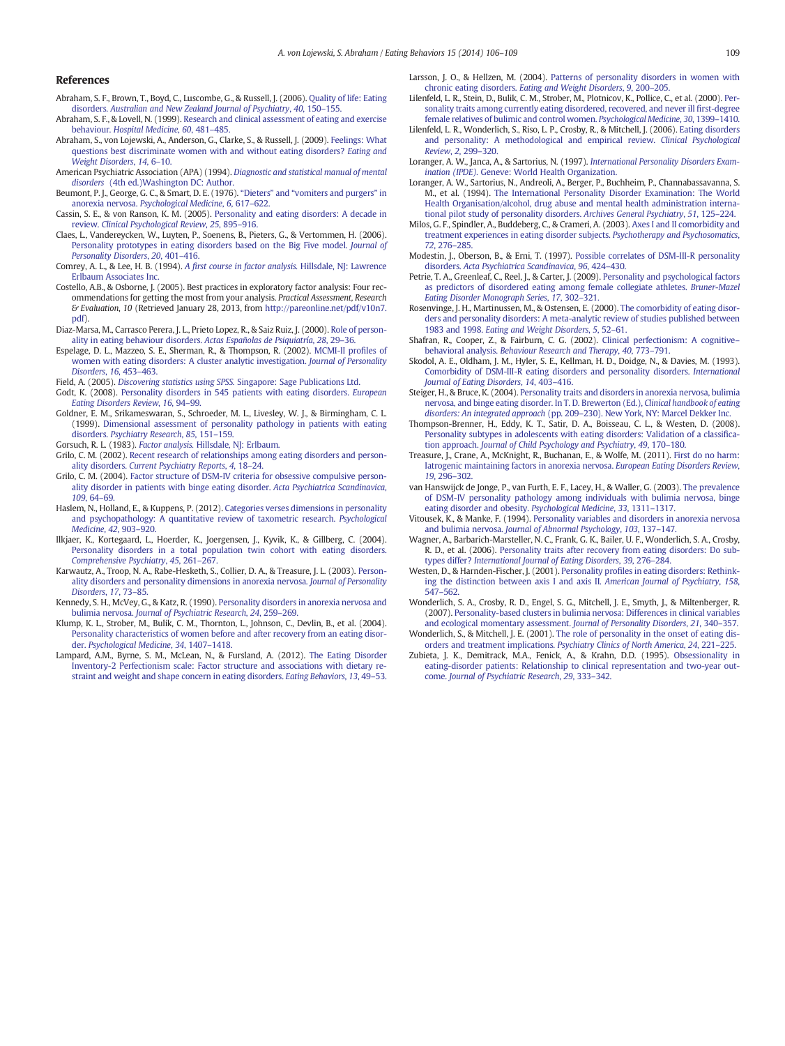## References

Abraham, S. F., Brown, T., Boyd, C., Luscombe, G., & Russell, J. (2006). Quality of life: Eating disorders. *Australian and New Zealand Journal of Psychiatry*, *40*, 150–155.

Abraham, S. F., & Lovell, N. (1999). Research and clinical assessment of eating and exercise behaviour. *Hospital Medicine*, *60*, 481–485.

Abraham, S. F., von Lojewski, A., Anderson, G., Clarke, S., & Russell, J. (2009). Feelings: What questions best discriminate women with and without eating disorders? *Eating and Weight Disorders*, *14*, 6–10.

American Psychiatric Association (APA) (1994). *Diagnostic and statistical manual of mental disorders* (4th ed.)Washington DC: Author.

Beumont, P. J., George, G. C., & Smart, D. E. (1976). "Dieters" and "vomiters and purgers" in anorexia nervosa. *Psychological Medicine*, *6*, 617–622.

Cassin, S. E., & von Ranson, K. M. (2005). Personality and eating disorders: A decade in review. *Clinical Psychological Review*, *25*, 895–916.

Claes, L., Vandereycken, W., Luyten, P., Soenens, B., Pieters, G., & Vertommen, H. (2006). Personality prototypes in eating disorders based on the Big Five model. *Journal of Personality Disorders*, *20*, 401–416.

Comrey, A. L., & Lee, H. B. (1994). *A first course in factor analysis.* Hillsdale, NJ: Lawrence Erlbaum Associates Inc.

Costello, A.B., & Osborne, J. (2005). Best practices in exploratory factor analysis: Four recommendations for getting the most from your analysis. *Practical Assessment, Research & Evaluation*, *10* (Retrieved January 28, 2013, from http://pareonline.net/pdf/v10n7.pdf).

Diaz-Marsa, M., Carrasco Perera, J. L., Prieto Lopez, R., & Saiz Ruiz, J. (2000). Role of personality in eating behaviour disorders. *Actas Españolas de Psiquiatría*, *28*, 29–36.

Espelage, D. L., Mazzeo, S. E., Sherman, R., & Thompson, R. (2002). MCMI-II profiles of women with eating disorders: A cluster analytic investigation. *Journal of Personality Disorders*, *16*, 453–463.

Field, A. (2005). *Discovering statistics using SPSS.* Singapore: Sage Publications Ltd.

Godt, K. (2008). Personality disorders in 545 patients with eating disorders. *European Eating Disorders Review*, *16*, 94–99.

Goldner, E. M., Srikameswaran, S., Schroeder, M. L., Livesley, W. J., & Birmingham, C. L. (1999). Dimensional assessment of personality pathology in patients with eating disorders. *Psychiatry Research*, *85*, 151–159.

Gorsuch, R. L. (1983). *Factor analysis.* Hillsdale, NJ: Erlbaum.

Grilo, C. M. (2002). Recent research of relationships among eating disorders and personality disorders. *Current Psychiatry Reports*, *4*, 18–24.

Grilo, C. M. (2004). Factor structure of DSM-IV criteria for obsessive compulsive personality disorder in patients with binge eating disorder. *Acta Psychiatrica Scandinavica*, *109*, 64–69.

Haslem, N., Holland, E., & Kuppens, P. (2012). Categories verses dimensions in personality and psychopathology: A quantitative review of taxometric research. *Psychological Medicine*, *42*, 903–920.

Ilkjaer, K., Kortegaard, L., Hoerder, K., Joergensen, J., Kyvik, K., & Gillberg, C. (2004). Personality disorders in a total population twin cohort with eating disorders. *Comprehensive Psychiatry*, *45*, 261–267.

Karwautz, A., Troop, N. A., Rabe-Hesketh, S., Collier, D. A., & Treasure, J. L. (2003). Personality disorders and personality dimensions in anorexia nervosa. *Journal of Personality Disorders*, *17*, 73–85.

Kennedy, S. H., McVey, G., & Katz, R. (1990). Personality disorders in anorexia nervosa and bulimia nervosa. *Journal of Psychiatric Research*, *24*, 259–269.

Klump, K. L., Strober, M., Bulik, C. M., Thornton, L., Johnson, C., Devlin, B., et al. (2004). Personality characteristics of women before and after recovery from an eating disorder. *Psychological Medicine*, *34*, 1407–1418.

Lampard, A.M., Byrne, S. M., McLean, N., & Fursland, A. (2012). The Eating Disorder Inventory-2 Perfectionism scale: Factor structure and associations with dietary restraint and weight and shape concern in eating disorders. *Eating Behaviors*, *13*, 49–53.

Larsson, J. O., & Hellzen, M. (2004). Patterns of personality disorders in women with chronic eating disorders. *Eating and Weight Disorders*, *9*, 200–205.

Lilenfeld, L. R., Stein, D., Bulik, C. M., Strober, M., Plotnicov, K., Pollice, C., et al. (2000). Personality traits among currently eating disordered, recovered, and never ill first-degree female relatives of bulimic and control women. *Psychological Medicine*, *30*, 1399–1410.

Lilenfeld, L. R., Wonderlich, S., Riso, L. P., Crosby, R., & Mitchell, J. (2006). Eating disorders and personality: A methodological and empirical review. *Clinical Psychological Review*, *2*, 299–320.

Loranger, A. W., Janca, A., & Sartorius, N. (1997). *International Personality Disorders Examination (IPDE).* Geneve: World Health Organization.

Loranger, A. W., Sartorius, N., Andreoli, A., Berger, P., Buchheim, P., Channabassavanna, S. M., et al. (1994). The International Personality Disorder Examination: The World Health Organisation/alcohol, drug abuse and mental health administration international pilot study of personality disorders. *Archives General Psychiatry*, *51*, 125–224.

Milos, G. F., Spindler, A., Buddeberg, C., & Crameri, A. (2003). Axes I and II comorbidity and treatment experiences in eating disorder subjects. *Psychotherapy and Psychosomatics*, *72*, 276–285.

Modestin, J., Oberson, B., & Erni, T. (1997). Possible correlates of DSM-III-R personality disorders. *Acta Psychiatrica Scandinavica*, *96*, 424–430.

Petrie, T. A., Greenleaf, C., Reel, J., & Carter, J. (2009). Personality and psychological factors as predictors of disordered eating among female collegiate athletes. *Bruner-Mazel Eating Disorder Monograph Series*, *17*, 302–321.

Rosenvinge, J. H., Martinussen, M., & Ostensen, E. (2000). The comorbidity of eating disorders and personality disorders: A meta-analytic review of studies published between 1983 and 1998. *Eating and Weight Disorders*, *5*, 52–61.

Shafran, R., Cooper, Z., & Fairburn, C. G. (2002). Clinical perfectionism: A cognitive–behavioral analysis. *Behaviour Research and Therapy*, *40*, 773–791.

Skodol, A. E., Oldham, J. M., Hyler, S. E., Kellman, H. D., Doidge, N., & Davies, M. (1993). Comorbidity of DSM-III-R eating disorders and personality disorders. *International Journal of Eating Disorders*, *14*, 403–416.

Steiger, H., & Bruce, K. (2004). Personality traits and disorders in anorexia nervosa, bulimia nervosa, and binge eating disorder. In T. D. Brewerton (Ed.), *Clinical handbook of eating disorders: An integrated approach* (pp. 209–230). New York, NY: Marcel Dekker Inc.

Thompson-Brenner, H., Eddy, K. T., Satir, D. A., Boisseau, C. L., & Westen, D. (2008). Personality subtypes in adolescents with eating disorders: Validation of a classification approach. *Journal of Child Psychology and Psychiatry*, *49*, 170–180.

Treasure, J., Crane, A., McKnight, R., Buchanan, E., & Wolfe, M. (2011). First do no harm: Iatrogenic maintaining factors in anorexia nervosa. *European Eating Disorders Review*, *19*, 296–302.

van Hanswijck de Jonge, P., van Furth, E. F., Lacey, H., & Waller, G. (2003). The prevalence of DSM-IV personality pathology among individuals with bulimia nervosa, binge eating disorder and obesity. *Psychological Medicine*, *33*, 1311–1317.

Vitousek, K., & Manke, F. (1994). Personality variables and disorders in anorexia nervosa and bulimia nervosa. *Journal of Abnormal Psychology*, *103*, 137–147.

Wagner, A., Barbarich-Marsteller, N. C., Frank, G. K., Bailer, U. F., Wonderlich, S. A., Crosby, R. D., et al. (2006). Personality traits after recovery from eating disorders: Do subtypes differ? *International Journal of Eating Disorders*, *39*, 276–284.

Westen, D., & Harnden-Fischer, J. (2001). Personality profiles in eating disorders: Rethinking the distinction between axis I and axis II. *American Journal of Psychiatry*, *158*, 547–562.

Wonderlich, S. A., Crosby, R. D., Engel, S. G., Mitchell, J. E., Smyth, J., & Miltenberger, R. (2007). Personality-based clusters in bulimia nervosa: Differences in clinical variables and ecological momentary assessment. *Journal of Personality Disorders*, *21*, 340–357.

Wonderlich, S., & Mitchell, J. E. (2001). The role of personality in the onset of eating disorders and treatment implications. *Psychiatry Clinics of North America*, *24*, 221–225.

Zubieta, J. K., Demitrack, M.A., Fenick, A., & Krahn, D.D. (1995). Obsessionality in eating-disorder patients: Relationship to clinical representation and two-year outcome. *Journal of Psychiatric Research*, *29*, 333–342.